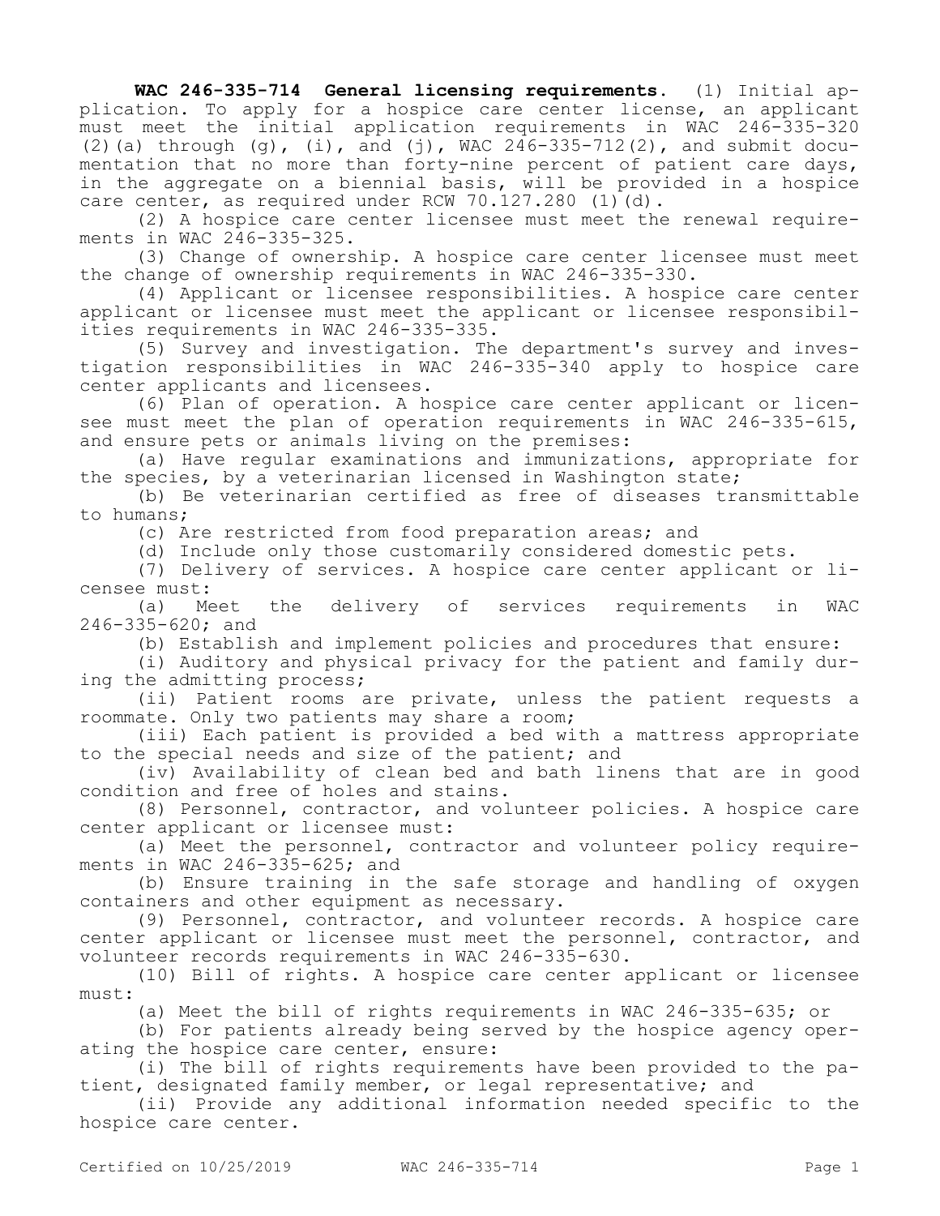**WAC 246-335-714 General licensing requirements.** (1) Initial application. To apply for a hospice care center license, an applicant must meet the initial application requirements in WAC 246-335-320 (2)(a) through (g), (i), and (j), WAC 246-335-712(2), and submit documentation that no more than forty-nine percent of patient care days, in the aggregate on a biennial basis, will be provided in a hospice care center, as required under RCW 70.127.280 (1)(d).

(2) A hospice care center licensee must meet the renewal requirements in WAC 246-335-325.

(3) Change of ownership. A hospice care center licensee must meet the change of ownership requirements in WAC 246-335-330.

(4) Applicant or licensee responsibilities. A hospice care center applicant or licensee must meet the applicant or licensee responsibilities requirements in WAC 246-335-335.

(5) Survey and investigation. The department's survey and investigation responsibilities in WAC 246-335-340 apply to hospice care center applicants and licensees.

(6) Plan of operation. A hospice care center applicant or licensee must meet the plan of operation requirements in WAC 246-335-615, and ensure pets or animals living on the premises:

(a) Have regular examinations and immunizations, appropriate for the species, by a veterinarian licensed in Washington state;

(b) Be veterinarian certified as free of diseases transmittable to humans;

(c) Are restricted from food preparation areas; and

(d) Include only those customarily considered domestic pets.

(7) Delivery of services. A hospice care center applicant or licensee must:

(a) Meet the delivery of services requirements in WAC 246-335-620; and

(b) Establish and implement policies and procedures that ensure:

(i) Auditory and physical privacy for the patient and family during the admitting process;

(ii) Patient rooms are private, unless the patient requests a roommate. Only two patients may share a room;

(iii) Each patient is provided a bed with a mattress appropriate to the special needs and size of the patient; and

(iv) Availability of clean bed and bath linens that are in good condition and free of holes and stains.

(8) Personnel, contractor, and volunteer policies. A hospice care center applicant or licensee must:

(a) Meet the personnel, contractor and volunteer policy requirements in WAC 246-335-625; and

(b) Ensure training in the safe storage and handling of oxygen containers and other equipment as necessary.

(9) Personnel, contractor, and volunteer records. A hospice care center applicant or licensee must meet the personnel, contractor, and volunteer records requirements in WAC 246-335-630.

(10) Bill of rights. A hospice care center applicant or licensee must:

(a) Meet the bill of rights requirements in WAC 246-335-635; or

(b) For patients already being served by the hospice agency operating the hospice care center, ensure:

(i) The bill of rights requirements have been provided to the patient, designated family member, or legal representative; and

(ii) Provide any additional information needed specific to the hospice care center.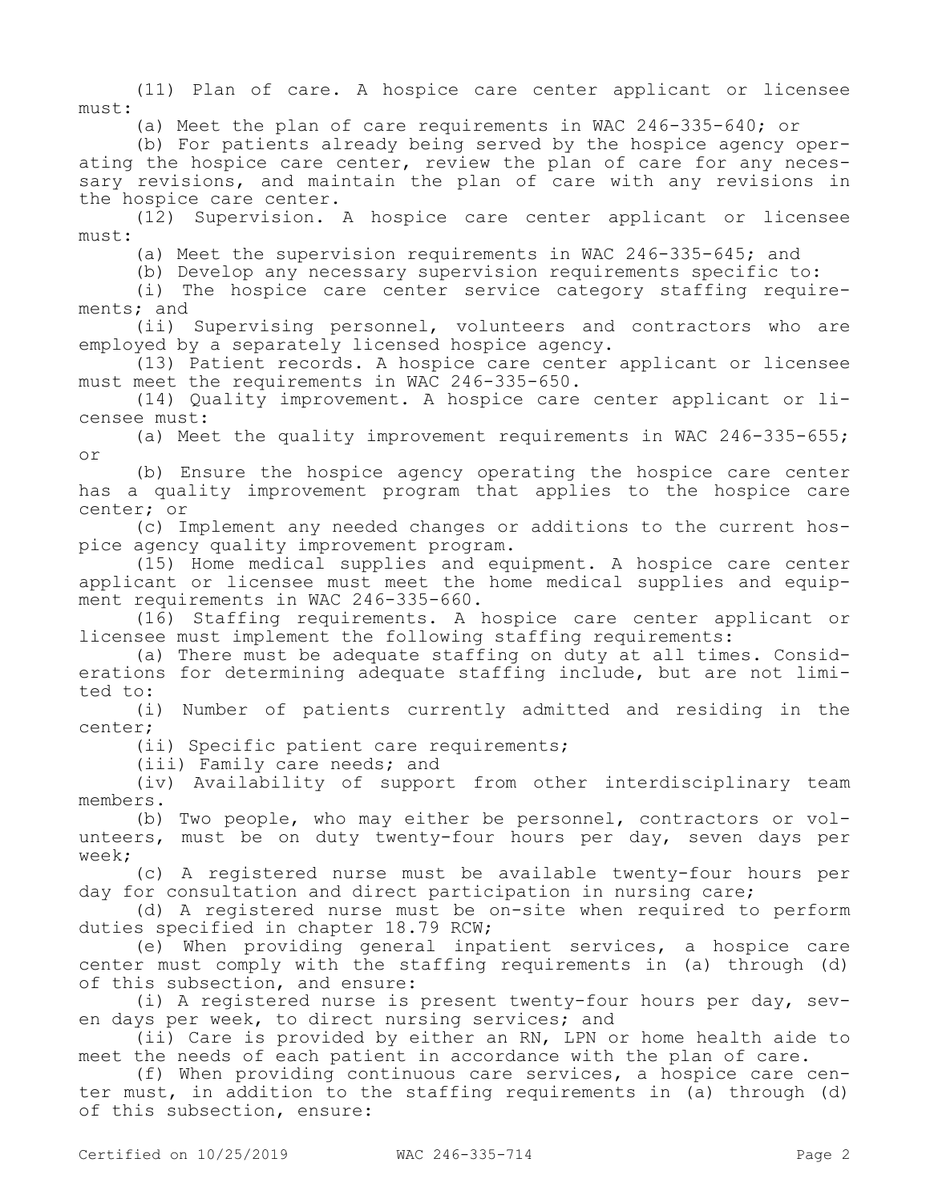(11) Plan of care. A hospice care center applicant or licensee must:

(a) Meet the plan of care requirements in WAC 246-335-640; or

(b) For patients already being served by the hospice agency operating the hospice care center, review the plan of care for any necessary revisions, and maintain the plan of care with any revisions in the hospice care center.

(12) Supervision. A hospice care center applicant or licensee must:

(a) Meet the supervision requirements in WAC 246-335-645; and

(b) Develop any necessary supervision requirements specific to:

(i) The hospice care center service category staffing requirements; and

(ii) Supervising personnel, volunteers and contractors who are employed by a separately licensed hospice agency.

(13) Patient records. A hospice care center applicant or licensee must meet the requirements in WAC 246-335-650.

(14) Quality improvement. A hospice care center applicant or licensee must:

(a) Meet the quality improvement requirements in WAC 246-335-655; or

(b) Ensure the hospice agency operating the hospice care center has a quality improvement program that applies to the hospice care center; or

(c) Implement any needed changes or additions to the current hospice agency quality improvement program.

(15) Home medical supplies and equipment. A hospice care center applicant or licensee must meet the home medical supplies and equipment requirements in WAC 246-335-660.

(16) Staffing requirements. A hospice care center applicant or licensee must implement the following staffing requirements:

(a) There must be adequate staffing on duty at all times. Considerations for determining adequate staffing include, but are not limited to:

(i) Number of patients currently admitted and residing in the center;

(ii) Specific patient care requirements;

(iii) Family care needs; and

(iv) Availability of support from other interdisciplinary team members.

(b) Two people, who may either be personnel, contractors or volunteers, must be on duty twenty-four hours per day, seven days per week;

(c) A registered nurse must be available twenty-four hours per day for consultation and direct participation in nursing care;

(d) A registered nurse must be on-site when required to perform duties specified in chapter 18.79 RCW;

(e) When providing general inpatient services, a hospice care center must comply with the staffing requirements in (a) through (d) of this subsection, and ensure:

(i) A registered nurse is present twenty-four hours per day, seven days per week, to direct nursing services; and

(ii) Care is provided by either an RN, LPN or home health aide to meet the needs of each patient in accordance with the plan of care.

(f) When providing continuous care services, a hospice care center must, in addition to the staffing requirements in (a) through (d) of this subsection, ensure: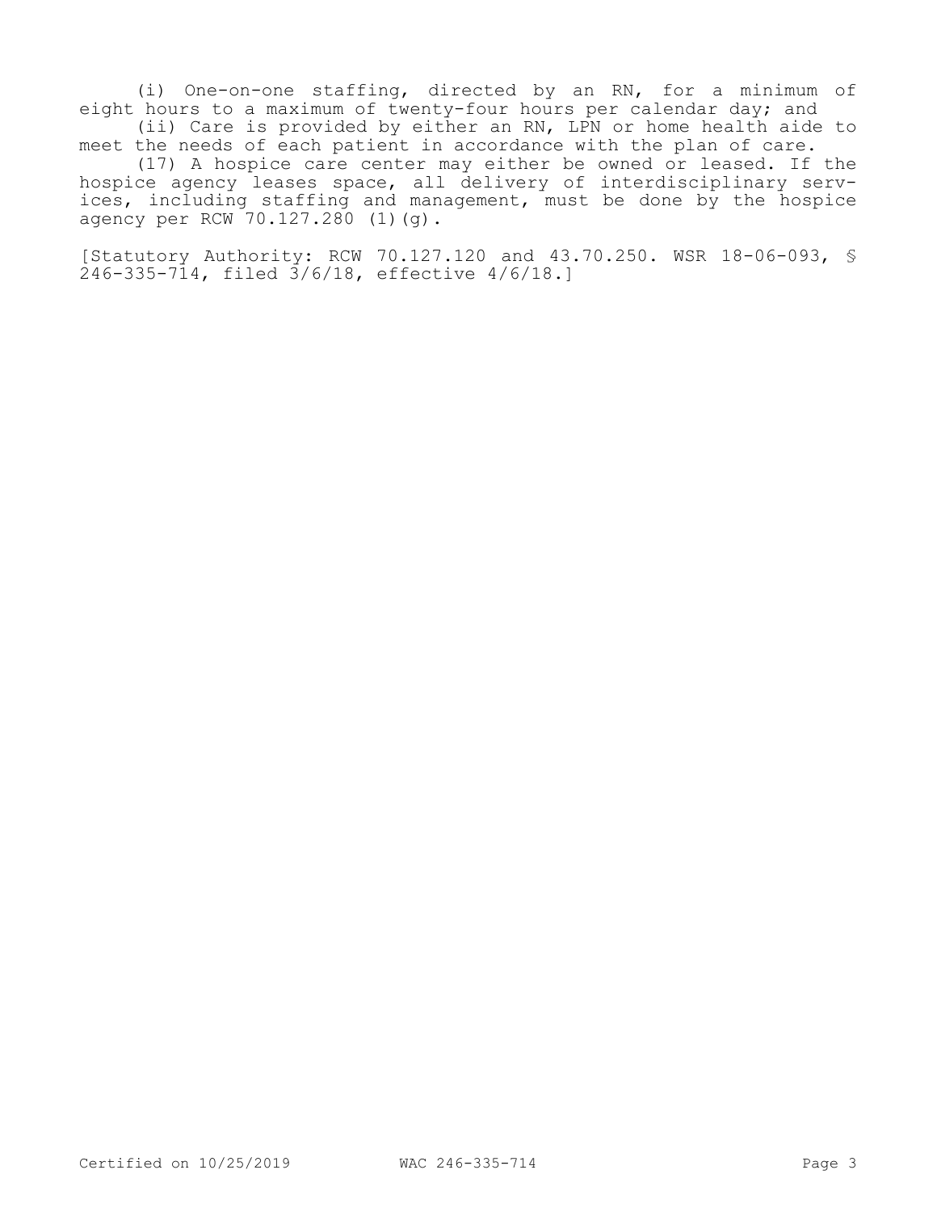(i) One-on-one staffing, directed by an RN, for a minimum of eight hours to a maximum of twenty-four hours per calendar day; and

(ii) Care is provided by either an RN, LPN or home health aide to meet the needs of each patient in accordance with the plan of care.

(17) A hospice care center may either be owned or leased. If the hospice agency leases space, all delivery of interdisciplinary services, including staffing and management, must be done by the hospice agency per RCW 70.127.280 (1)(g).

[Statutory Authority: RCW 70.127.120 and 43.70.250. WSR 18-06-093, § 246-335-714, filed 3/6/18, effective 4/6/18.]